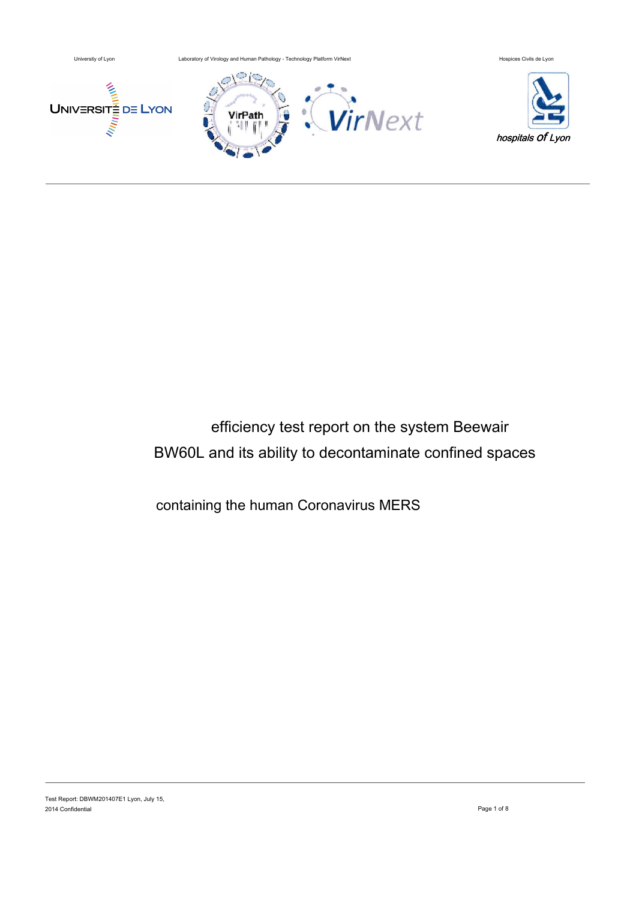University of Lyon

Laboratory of Virology and Human Pathology - Technology Platform VirNext

Hospices Civils de Lyon

# efficiency test report on the system Beewair BW60L and its ability to decontaminate confined spaces

## containing the human Coronavirus MERS

Test Report: DBWM201407E1 Lyon, July 15, 2014 Confidential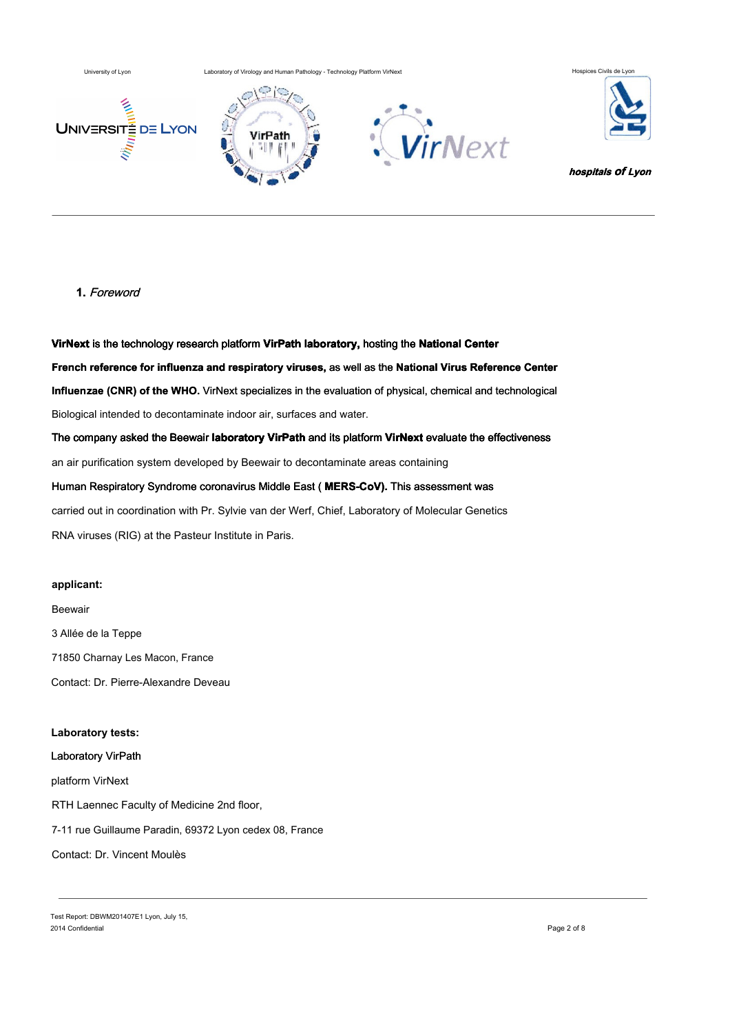## 1. *Foreword*

**VirNext** is the technology research platform **VirPath laboratory,** hosting the **National Center French reference for influenza and respiratory viruses,** as well as the **National Virus Reference Center Influenzae (CNR) of the WHO.** VirNext specializes in the evaluation of physical, chemical and technological Biological intended to decontaminate indoor air, surfaces and water.

The company asked the Beewair **laboratory VirPath** and its platform **VirNext** evaluate the effectiveness an air purification system developed by Beewair to decontaminate areas containing Human Respiratory Syndrome coronavirus Middle East ( **MERS-CoV).** This assessment was carried out in coordination with Pr. Sylvie van der Werf, Chief, Laboratory of Molecular Genetics RNA viruses (RIG) at the Pasteur Institute in Paris.

**applicant:**

Beewair

3 Allée de la Teppe

71850 Charnay Les Macon, France

Contact: Dr. Pierre-Alexandre Deveau

**Laboratory tests:**

Laboratory VirPath

platform VirNext

RTH Laennec Faculty of Medicine 2nd floor,

7-11 rue Guillaume Paradin, 69372 Lyon cedex 08, France

Contact: Dr. Vincent Moulès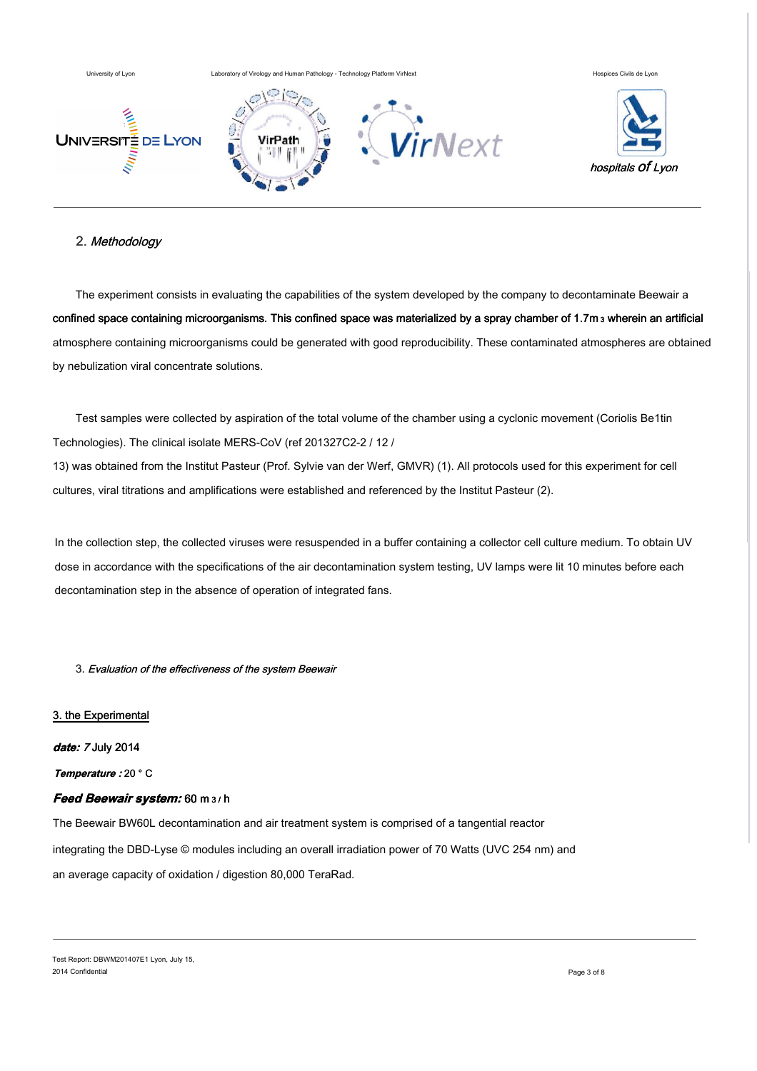## 2. *Methodology*

The experiment consists in evaluating the capabilities of the system developed by the company to decontaminate Beewair a confined space containing microorganisms. This confined space was materialized by a spray chamber of 1.7m $^3$ wherein an artificial atmosphere containing microorganisms could be generated with good reproducibility. These contaminated atmospheres are obtained by nebulization viral concentrate solutions.

Test samples were collected by aspiration of the total volume of the chamber using a cyclonic movement (Coriolis Be1tin Technologies). The clinical isolate MERS-CoV (ref 201327C2-2 / 12 / 13) was obtained from the Institut Pasteur (Prof. Sylvie van der Werf, GMVR) (1). All protocols used for this experiment for cell cultures, viral titrations and amplifications were established and referenced by the Institut Pasteur (2).

In the collection step, the collected viruses were resuspended in a buffer containing a collector cell culture medium. To obtain UV dose in accordance with the specifications of the air decontamination system testing, UV lamps were lit 10 minutes before each decontamination step in the absence of operation of integrated fans.

## 3. *Evaluation of the effectiveness of the system Beewair*

### 3. the Experimental

***date:*** *7* July 2014

***Temperature :*** 20 ° C

***Feed Beewair system:*** 60 m $^3$ / h

The Beewair BW60L decontamination and air treatment system is comprised of a tangential reactor integrating the DBD-Lyse © modules including an overall irradiation power of 70 Watts (UVC 254 nm) and an average capacity of oxidation / digestion 80,000 TeraRad.

Test Report: DBWM201407E1 Lyon, July 15, 2014 Confidential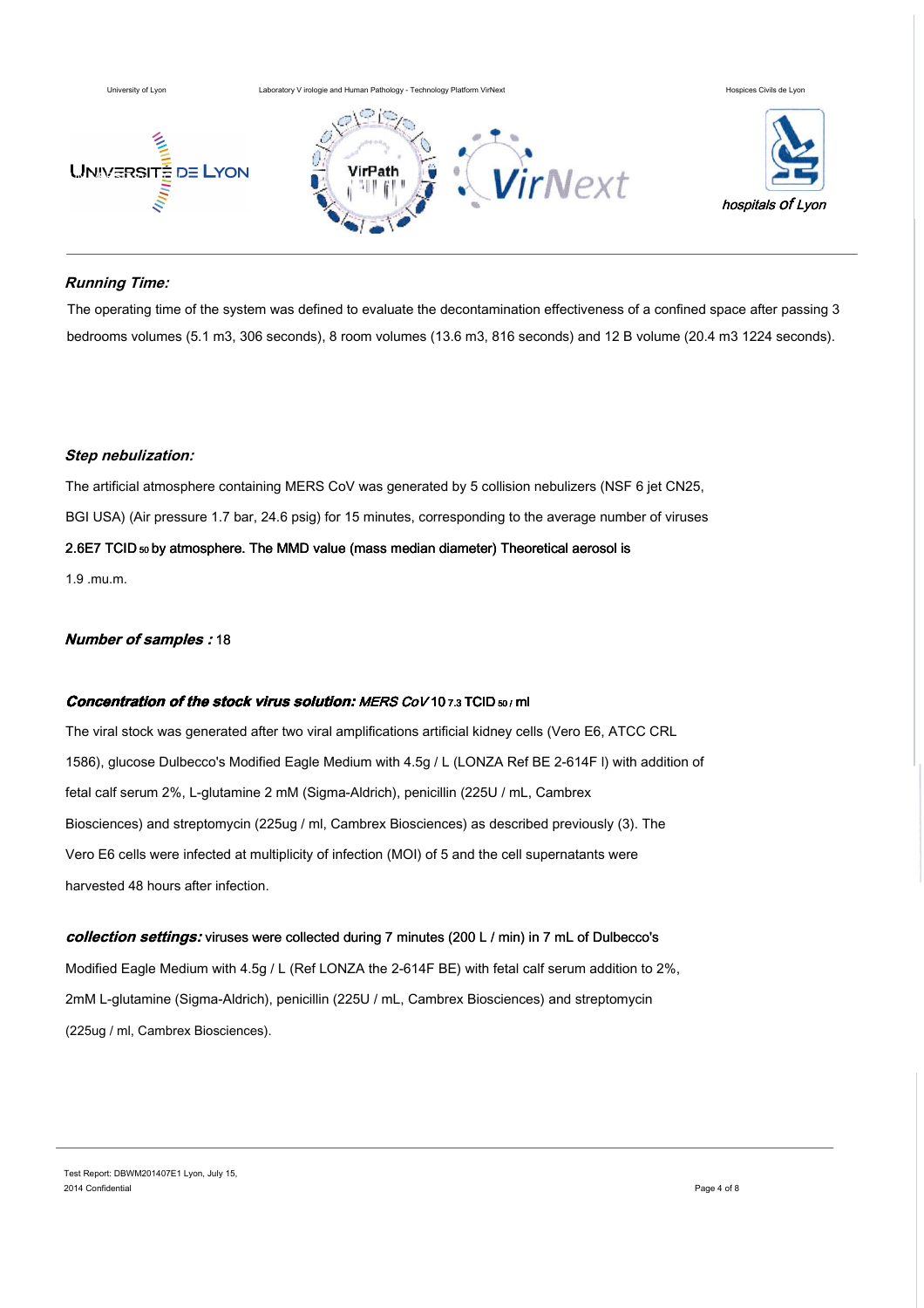***Running Time:***

The operating time of the system was defined to evaluate the decontamination effectiveness of a confined space after passing 3 bedrooms volumes (5.1 m3, 306 seconds), 8 room volumes (13.6 m3, 816 seconds) and 12 B volume (20.4 m3 1224 seconds).

***Step nebulization:***

The artificial atmosphere containing MERS CoV was generated by 5 collision nebulizers (NSF 6 jet CN25, BGI USA) (Air pressure 1.7 bar, 24.6 psig) for 15 minutes, corresponding to the average number of viruses 2.6E7 $TCID_{50}$ by atmosphere. The MMD value (mass median diameter) Theoretical aerosol is 1.9 .mu.m.

***Number of samples :*** 18

***Concentration of the stock virus solution:*** *MERS CoV* $10^{7.3}$ $TCID_{50}$ / ml

The viral stock was generated after two viral amplifications artificial kidney cells (Vero E6, ATCC CRL 1586), glucose Dulbecco's Modified Eagle Medium with 4.5g / L (LONZA Ref BE 2-614F l) with addition of fetal calf serum 2%, L-glutamine 2 mM (Sigma-Aldrich), penicillin (225U / mL, Cambrex Biosciences) and streptomycin (225ug / ml, Cambrex Biosciences) as described previously (3). The Vero E6 cells were infected at multiplicity of infection (MOI) of 5 and the cell supernatants were harvested 48 hours after infection.

***collection settings:*** viruses were collected during 7 minutes (200 L / min) in 7 mL of Dulbecco's Modified Eagle Medium with 4.5g / L (Ref LONZA the 2-614F BE) with fetal calf serum addition to 2%, 2mM L-glutamine (Sigma-Aldrich), penicillin (225U / mL, Cambrex Biosciences) and streptomycin (225ug / ml, Cambrex Biosciences).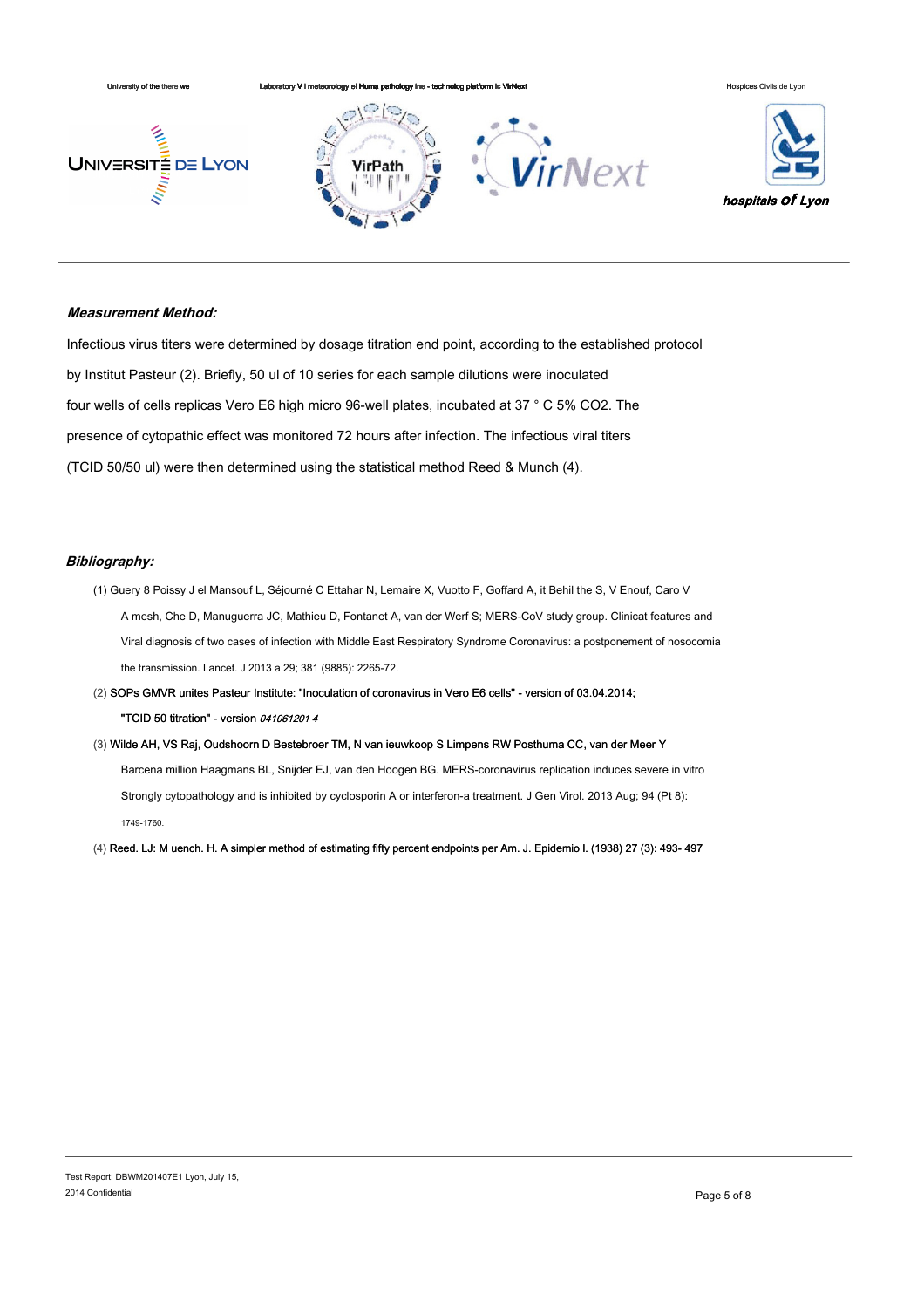***Measurement Method:***

Infectious virus titers were determined by dosage titration end point, according to the established protocol by Institut Pasteur (2). Briefly, 50 ul of 10 series for each sample dilutions were inoculated four wells of cells replicas Vero E6 high micro 96-well plates, incubated at 37 ° C 5% $CO_2$. The presence of cytopathic effect was monitored 72 hours after infection. The infectious viral titers (TCID 50/50 ul) were then determined using the statistical method Reed & Munch (4).

***Bibliography:***

(1) Guery 8 Poissy J el Mansouf L, Séjourné C Ettahar N, Lemaire X, Vuotto F, Goffard A, it Behil the S, V Enouf, Caro V A mesh, Che D, Manuguerra JC, Mathieu D, Fontanet A, van der Werf S; MERS-CoV study group. Clinicat features and Viral diagnosis of two cases of infection with Middle East Respiratory Syndrome Coronavirus: a postponement of nosocomia the transmission. Lancet. J 2013 a 29; 381 (9885): 2265-72.

(2) SOPs GMVR unites Pasteur Institute: "Inoculation of coronavirus in Vero E6 cells" - version of 03.04.2014; "TCID 50 titration" - version *041061201 4*

(3) Wilde AH, VS Raj, Oudshoorn D Bestebroer TM, N van ieuwkoop S Limpens RW Posthuma CC, van der Meer Y Barcena million Haagmans BL, Snijder EJ, van den Hoogen BG. MERS-coronavirus replication induces severe in vitro Strongly cytopathology and is inhibited by cyclosporin A or interferon-a treatment. J Gen Virol. 2013 Aug; 94 (Pt 8): 1749-1760.

(4) Reed. LJ: M uench. H. A simpler method of estimating fifty percent endpoints per Am. J. Epidemio I. (1938) 27 (3): 493- 497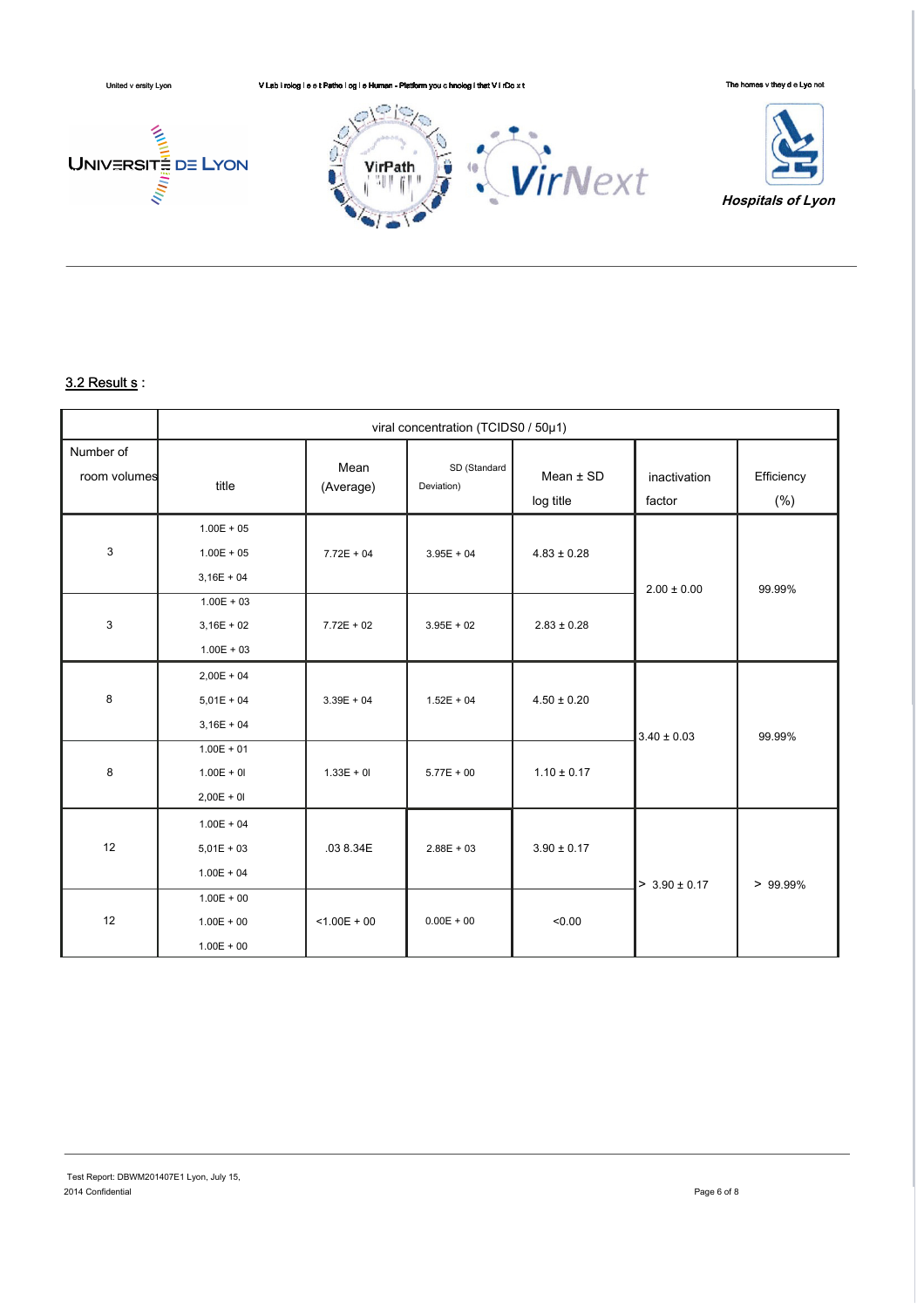## 3.2 Result s :

| Number of room volumes | viral concentration (TCIDS0 / 50µ1) | | | | | |
|---|---|---|---|---|---|---|
| | title | Mean (Average) | SD (Standard Deviation) | Mean ± SD log title | inactivation factor | Efficiency (%) |
| 3 | 1.00E + 05<br>1.00E + 05<br>3,16E + 04 | 7.72E + 04 | 3.95E + 04 | 4.83 ± 0.28 | 2.00 ± 0.00 | 99.99% |
| 3 | 1.00E + 03<br>3,16E + 02<br>1.00E + 03 | 7.72E + 02 | 3.95E + 02 | 2.83 ± 0.28 | | |
| 8 | 2,00E + 04<br>5,01E + 04<br>3,16E + 04 | 3.39E + 04 | 1.52E + 04 | 4.50 ± 0.20 | 3.40 ± 0.03 | 99.99% |
| 8 | 1.00E + 01<br>1.00E + 0l<br>2,00E + 0l | 1.33E + 0l | 5.77E + 00 | 1.10 ± 0.17 | | |
| 12 | 1.00E + 04<br>5,01E + 03<br>1.00E + 04 | .03 8.34E | 2.88E + 03 | 3.90 ± 0.17 | > 3.90 ± 0.17 | > 99.99% |
| 12 | 1.00E + 00<br>1.00E + 00<br>1.00E + 00 | <1.00E + 00 | 0.00E + 00 | <0.00 | | |

Test Report: DBWM201407E1 Lyon, July 15, 2014 Confidential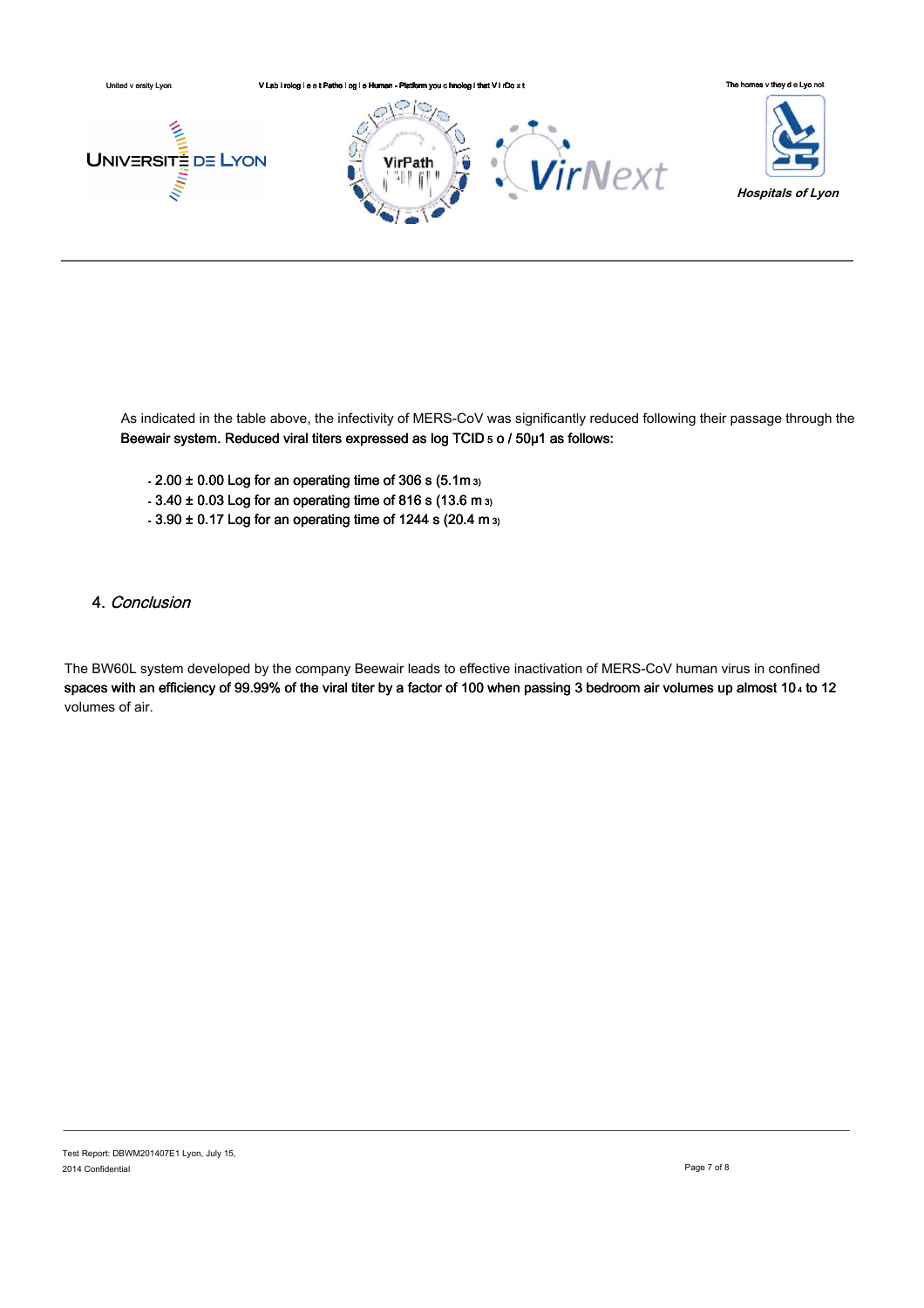As indicated in the table above, the infectivity of MERS-CoV was significantly reduced following their passage through the Beewair system. Reduced viral titers expressed as log TCID 5 o / 50µ1 as follows:

- 2.00 ± 0.00 Log for an operating time of 306 s (5.1m 3)
- 3.40 ± 0.03 Log for an operating time of 816 s (13.6 m 3)
- 3.90 ± 0.17 Log for an operating time of 1244 s (20.4 m 3)

## 4. *Conclusion*

The BW60L system developed by the company Beewair leads to effective inactivation of MERS-CoV human virus in confined spaces with an efficiency of 99.99% of the viral titer by a factor of 100 when passing 3 bedroom air volumes up almost 10 4 to 12 volumes of air.

Test Report: DBWM201407E1 Lyon, July 15, 2014 Confidential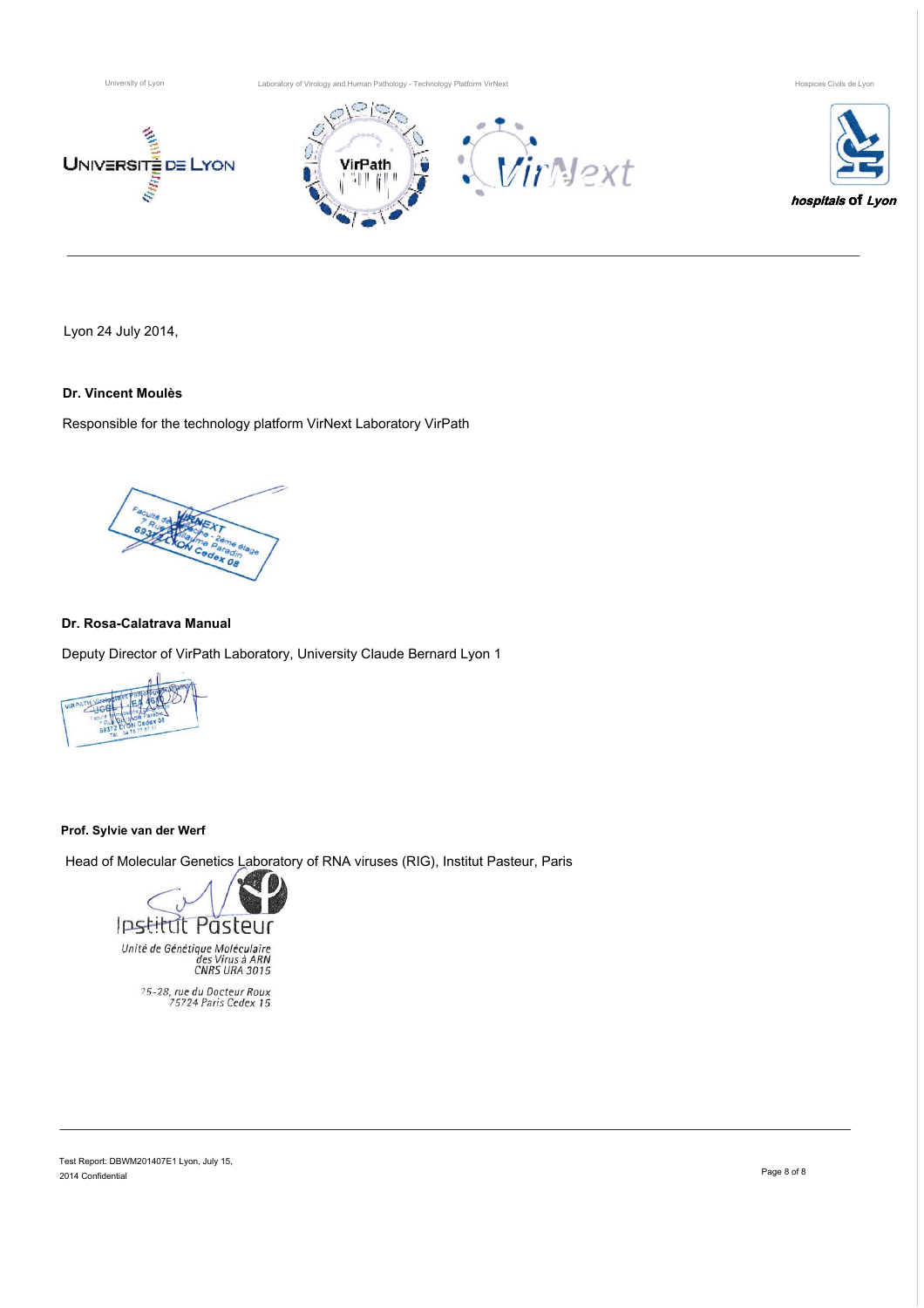Lyon 24 July 2014,

**Dr. Vincent Moulès**

Responsible for the technology platform VirNext Laboratory VirPath

**Dr. Rosa-Calatrava Manual**

Deputy Director of VirPath Laboratory, University Claude Bernard Lyon 1

**Prof. Sylvie van der Werf**

Head of Molecular Genetics Laboratory of RNA viruses (RIG), Institut Pasteur, Paris

Institut Pasteur
Unité de Génétique Moléculaire
des Virus à ARN
CNRS URA 3015

25-28, rue du Docteur Roux
75724 Paris Cedex 15

Test Report: DBWM201407E1 Lyon, July 15, 2014 Confidential